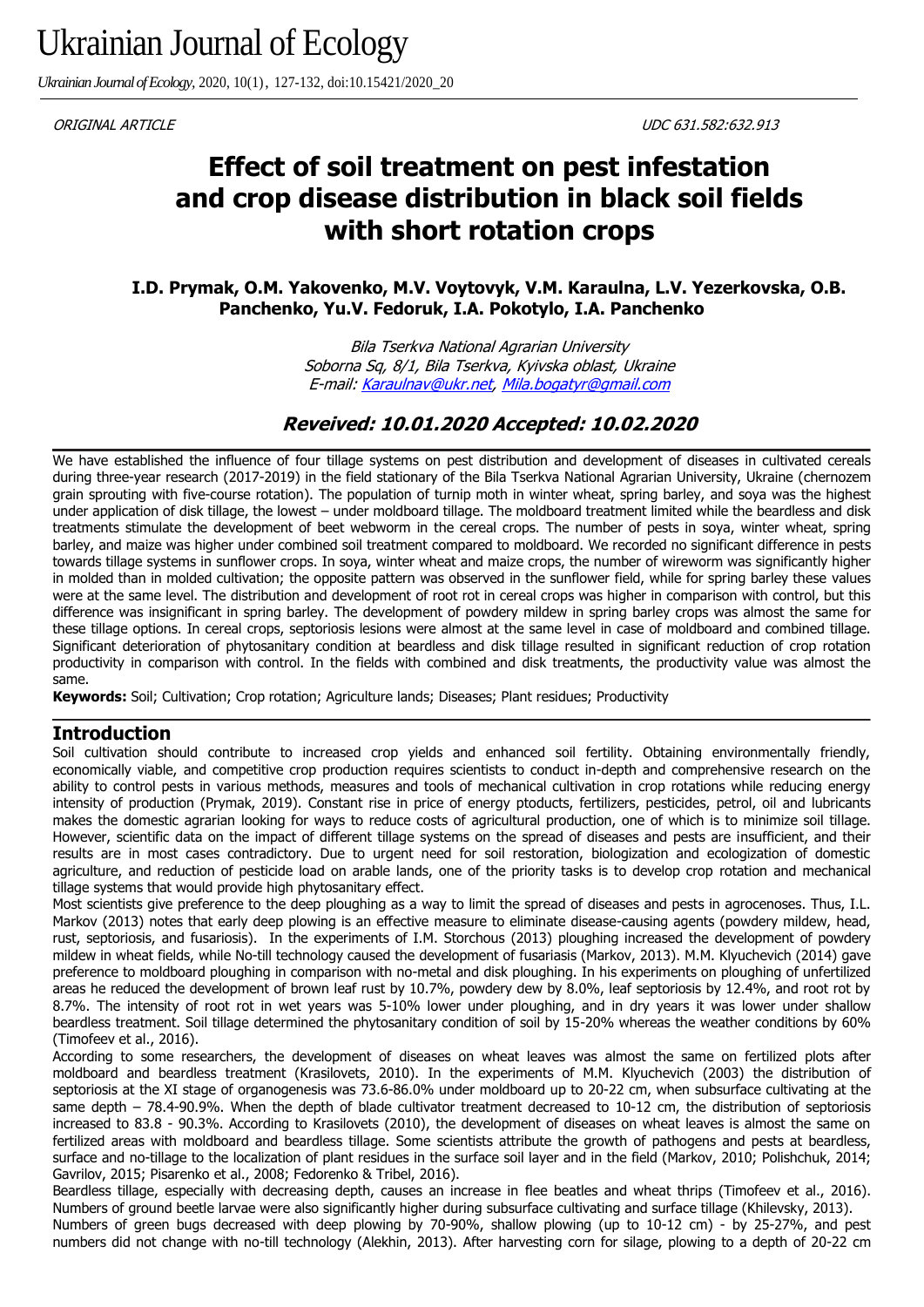ORIGINAL ARTICLE

UDC 631.582:632.913

# Effect of soil treatment on pest infestation and crop disease distribution in black soil fields with short rotation crops

**I.D. Prymak, O.M. Yakovenko, M.V. Voytovyk, V.M. Karaulna, L.V. Yezerkovska, O.B. Panchenko, Yu.V. Fedoruk, I.A. Pokotylo, I.A. Panchenko**

*Bila Tserkva National Agrarian University*
*Soborna Sq, 8/1, Bila Tserkva, Kyivska oblast, Ukraine*
*E-mail: Karaulnav@ukr.net, Mila.bogatyr@gmail.com*

***Reveived: 10.01.2020 Accepted: 10.02.2020***

We have established the influence of four tillage systems on pest distribution and development of diseases in cultivated cereals during three-year research (2017-2019) in the field stationary of the Bila Tserkva National Agrarian University, Ukraine (chernozem grain sprouting with five-course rotation). The population of turnip moth in winter wheat, spring barley, and soya was the highest under application of disk tillage, the lowest – under moldboard tillage. The moldboard treatment limited while the beardless and disk treatments stimulate the development of beet webworm in the cereal crops. The number of pests in soya, winter wheat, spring barley, and maize was higher under combined soil treatment compared to moldboard. We recorded no significant difference in pests towards tillage systems in sunflower crops. In soya, winter wheat and maize crops, the number of wireworm was significantly higher in molded than in molded cultivation; the opposite pattern was observed in the sunflower field, while for spring barley these values were at the same level. The distribution and development of root rot in cereal crops was higher in comparison with control, but this difference was insignificant in spring barley. The development of powdery mildew in spring barley crops was almost the same for these tillage options. In cereal crops, septoriosis lesions were almost at the same level in case of moldboard and combined tillage. Significant deterioration of phytosanitary condition at beardless and disk tillage resulted in significant reduction of crop rotation productivity in comparison with control. In the fields with combined and disk treatments, the productivity value was almost the same.

**Keywords:** Soil; Cultivation; Crop rotation; Agriculture lands; Diseases; Plant residues; Productivity

## Introduction

Soil cultivation should contribute to increased crop yields and enhanced soil fertility. Obtaining environmentally friendly, economically viable, and competitive crop production requires scientists to conduct in-depth and comprehensive research on the ability to control pests in various methods, measures and tools of mechanical cultivation in crop rotations while reducing energy intensity of production (Prymak, 2019). Constant rise in price of energy ptoducts, fertilizers, pesticides, petrol, oil and lubricants makes the domestic agrarian looking for ways to reduce costs of agricultural production, one of which is to minimize soil tillage. However, scientific data on the impact of different tillage systems on the spread of diseases and pests are insufficient, and their results are in most cases contradictory. Due to urgent need for soil restoration, biologization and ecologization of domestic agriculture, and reduction of pesticide load on arable lands, one of the priority tasks is to develop crop rotation and mechanical tillage systems that would provide high phytosanitary effect.

Most scientists give preference to the deep ploughing as a way to limit the spread of diseases and pests in agrocenoses. Thus, I.L. Markov (2013) notes that early deep plowing is an effective measure to eliminate disease-causing agents (powdery mildew, head, rust, septoriosis, and fusariosis). In the experiments of I.M. Storchous (2013) ploughing increased the development of powdery mildew in wheat fields, while No-till technology caused the development of fusariasis (Markov, 2013). M.M. Klyuchevich (2014) gave preference to moldboard ploughing in comparison with no-metal and disk ploughing. In his experiments on ploughing of unfertilized areas he reduced the development of brown leaf rust by 10.7%, powdery dew by 8.0%, leaf septoriosis by 12.4%, and root rot by 8.7%. The intensity of root rot in wet years was 5-10% lower under ploughing, and in dry years it was lower under shallow beardless treatment. Soil tillage determined the phytosanitary condition of soil by 15-20% whereas the weather conditions by 60% (Timofeev et al., 2016).

According to some researchers, the development of diseases on wheat leaves was almost the same on fertilized plots after moldboard and beardless treatment (Krasilovets, 2010). In the experiments of M.M. Klyuchevich (2003) the distribution of septoriosis at the XI stage of organogenesis was 73.6-86.0% under moldboard up to 20-22 cm, when subsurface cultivating at the same depth – 78.4-90.9%. When the depth of blade cultivator treatment decreased to 10-12 cm, the distribution of septoriosis increased to 83.8 - 90.3%. According to Krasilovets (2010), the development of diseases on wheat leaves is almost the same on fertilized areas with moldboard and beardless tillage. Some scientists attribute the growth of pathogens and pests at beardless, surface and no-tillage to the localization of plant residues in the surface soil layer and in the field (Markov, 2010; Polishchuk, 2014; Gavrilov, 2015; Pisarenko et al., 2008; Fedorenko & Tribel, 2016).

Beardless tillage, especially with decreasing depth, causes an increase in flee beatles and wheat thrips (Timofeev et al., 2016). Numbers of ground beetle larvae were also significantly higher during subsurface cultivating and surface tillage (Khilevsky, 2013).

Numbers of green bugs decreased with deep plowing by 70-90%, shallow plowing (up to 10-12 cm) - by 25-27%, and pest numbers did not change with no-till technology (Alekhin, 2013). After harvesting corn for silage, plowing to a depth of 20-22 cm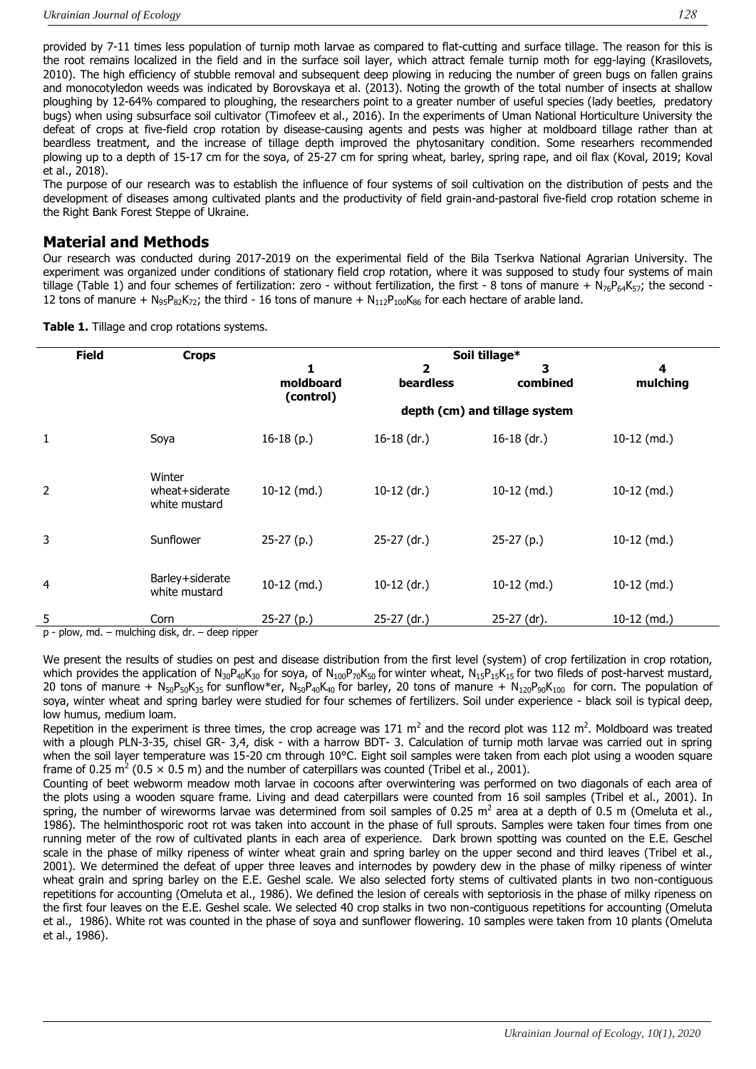provided by 7-11 times less population of turnip moth larvae as compared to flat-cutting and surface tillage. The reason for this is the root remains localized in the field and in the surface soil layer, which attract female turnip moth for egg-laying (Krasilovets, 2010). The high efficiency of stubble removal and subsequent deep plowing in reducing the number of green bugs on fallen grains and monocotyledon weeds was indicated by Borovskaya et al. (2013). Noting the growth of the total number of insects at shallow ploughing by 12-64% compared to ploughing, the researchers point to a greater number of useful species (lady beetles, predatory bugs) when using subsurface soil cultivator (Timofeev et al., 2016). In the experiments of Uman National Horticulture University the defeat of crops at five-field crop rotation by disease-causing agents and pests was higher at moldboard tillage rather than at beardless treatment, and the increase of tillage depth improved the phytosanitary condition. Some researhers recommended plowing up to a depth of 15-17 cm for the soya, of 25-27 cm for spring wheat, barley, spring rape, and oil flax (Koval, 2019; Koval et al., 2018).

The purpose of our research was to establish the influence of four systems of soil cultivation on the distribution of pests and the development of diseases among cultivated plants and the productivity of field grain-and-pastoral five-field crop rotation scheme in the Right Bank Forest Steppe of Ukraine.

## Material and Methods

Our research was conducted during 2017-2019 on the experimental field of the Bila Tserkva National Agrarian University. The experiment was organized under conditions of stationary field crop rotation, where it was supposed to study four systems of main tillage (Table 1) and four schemes of fertilization: zero - without fertilization, the first - 8 tons of manure + $N_{76}P_{64}K_{57}$; the second - 12 tons of manure + $N_{95}P_{82}K_{72}$; the third - 16 tons of manure + $N_{112}P_{100}K_{86}$ for each hectare of arable land.

**Table 1.** Tillage and crop rotations systems.

| Field | Crops | Soil tillage* | | | |
|---|---|---|---|---|---|
| | | 1 moldboard (control) | 2 beardless | 3 combined | 4 mulching |
| | | depth (cm) and tillage system | | | |
| 1 | Soya | 16-18 (p.) | 16-18 (dr.) | 16-18 (dr.) | 10-12 (md.) |
| 2 | Winter wheat+siderate white mustard | 10-12 (md.) | 10-12 (dr.) | 10-12 (md.) | 10-12 (md.) |
| 3 | Sunflower | 25-27 (p.) | 25-27 (dr.) | 25-27 (p.) | 10-12 (md.) |
| 4 | Barley+siderate white mustard | 10-12 (md.) | 10-12 (dr.) | 10-12 (md.) | 10-12 (md.) |
| 5 | Corn | 25-27 (p.) | 25-27 (dr.) | 25-27 (dr). | 10-12 (md.) |

p - plow, md. – mulching disk, dr. – deep ripper

We present the results of studies on pest and disease distribution from the first level (system) of crop fertilization in crop rotation, which provides the application of $N_{30}P_{40}K_{30}$ for soya, of $N_{100}P_{70}K_{50}$ for winter wheat, $N_{15}P_{15}K_{15}$ for two fileds of post-harvest mustard, 20 tons of manure + $N_{50}P_{50}K_{35}$ for sunflow*er, $N_{50}P_{40}K_{40}$ for barley, 20 tons of manure + $N_{120}P_{90}K_{100}$ for corn. The population of soya, winter wheat and spring barley were studied for four schemes of fertilizers. Soil under experience - black soil is typical deep, low humus, medium loam.

Repetition in the experiment is three times, the crop acreage was 171 $m^2$ and the record plot was 112 $m^2$. Moldboard was treated with a plough PLN-3-35, chisel GR- 3,4, disk - with a harrow BDT- 3. Calculation of turnip moth larvae was carried out in spring when the soil layer temperature was 15-20 cm through 10°C. Eight soil samples were taken from each plot using a wooden square frame of 0.25 $m^2$ (0.5 × 0.5 m) and the number of caterpillars was counted (Tribel et al., 2001).

Counting of beet webworm meadow moth larvae in cocoons after overwintering was performed on two diagonals of each area of the plots using a wooden square frame. Living and dead caterpillars were counted from 16 soil samples (Tribel et al., 2001). In spring, the number of wireworms larvae was determined from soil samples of 0.25 $m^2$ area at a depth of 0.5 m (Omeluta et al., 1986). The helminthosporic root rot was taken into account in the phase of full sprouts. Samples were taken four times from one running meter of the row of cultivated plants in each area of experience. Dark brown spotting was counted on the E.E. Geschel scale in the phase of milky ripeness of winter wheat grain and spring barley on the upper second and third leaves (Tribel et al., 2001). We determined the defeat of upper three leaves and internodes by powdery dew in the phase of milky ripeness of winter wheat grain and spring barley on the E.E. Geshel scale. We also selected forty stems of cultivated plants in two non-contiguous repetitions for accounting (Omeluta et al., 1986). We defined the lesion of cereals with septoriosis in the phase of milky ripeness on the first four leaves on the E.E. Geshel scale. We selected 40 crop stalks in two non-contiguous repetitions for accounting (Omeluta et al., 1986). White rot was counted in the phase of soya and sunflower flowering. 10 samples were taken from 10 plants (Omeluta et al., 1986).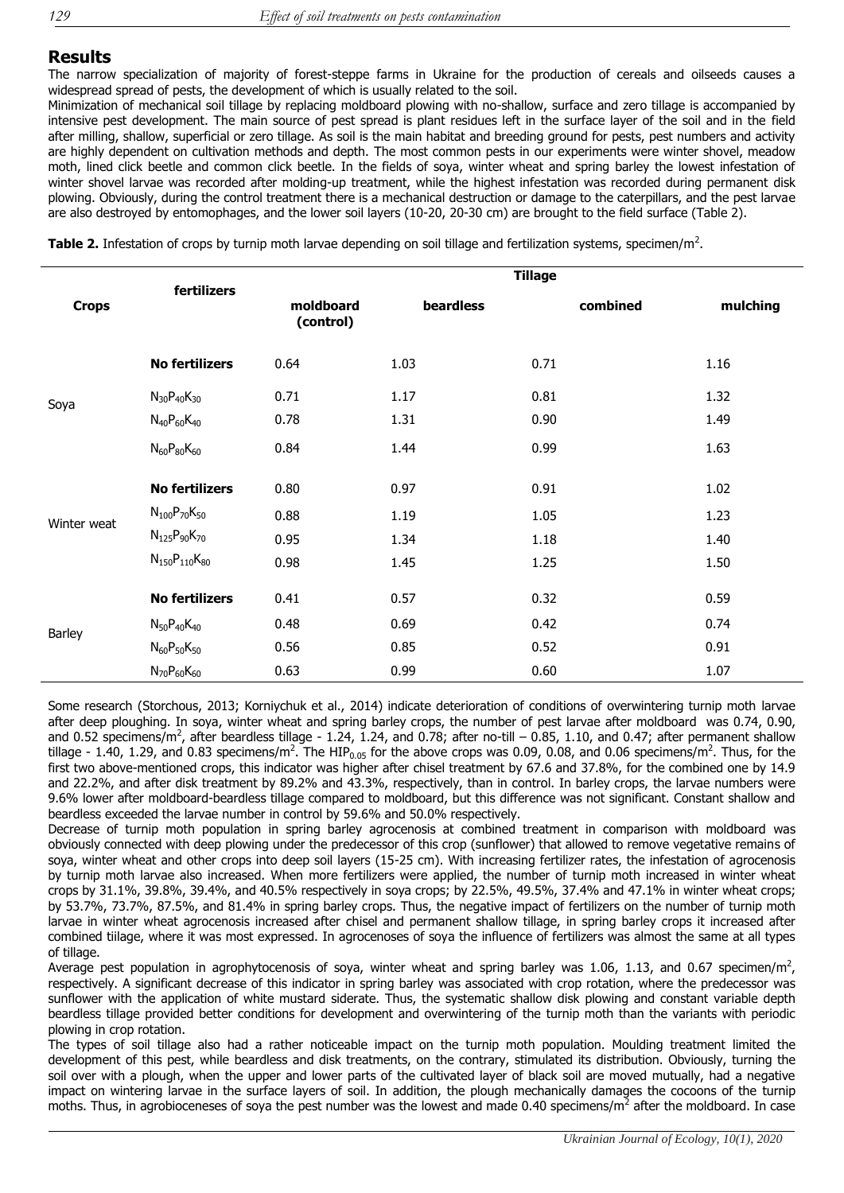## Results

The narrow specialization of majority of forest-steppe farms in Ukraine for the production of cereals and oilseeds causes a widespread spread of pests, the development of which is usually related to the soil.

Minimization of mechanical soil tillage by replacing moldboard plowing with no-shallow, surface and zero tillage is accompanied by intensive pest development. The main source of pest spread is plant residues left in the surface layer of the soil and in the field after milling, shallow, superficial or zero tillage. As soil is the main habitat and breeding ground for pests, pest numbers and activity are highly dependent on cultivation methods and depth. The most common pests in our experiments were winter shovel, meadow moth, lined click beetle and common click beetle. In the fields of soya, winter wheat and spring barley the lowest infestation of winter shovel larvae was recorded after molding-up treatment, while the highest infestation was recorded during permanent disk plowing. Obviously, during the control treatment there is a mechanical destruction or damage to the caterpillars, and the pest larvae are also destroyed by entomophages, and the lower soil layers (10-20, 20-30 cm) are brought to the field surface (Table 2).

**Table 2.** Infestation of crops by turnip moth larvae depending on soil tillage and fertilization systems, specimen/m$^2$.

| Crops | fertilizers | Tillage | | | |
|---|---|---|---|---|---|
| | | moldboard (control) | beardless | combined | mulching |
| Soya | **No fertilizers** | 0.64 | 1.03 | 0.71 | 1.16 |
| | $N_{30}P_{40}K_{30}$ | 0.71 | 1.17 | 0.81 | 1.32 |
| | $N_{40}P_{60}K_{40}$ | 0.78 | 1.31 | 0.90 | 1.49 |
| | $N_{60}P_{80}K_{60}$ | 0.84 | 1.44 | 0.99 | 1.63 |
| Winter weat | **No fertilizers** | 0.80 | 0.97 | 0.91 | 1.02 |
| | $N_{100}P_{70}K_{50}$ | 0.88 | 1.19 | 1.05 | 1.23 |
| | $N_{125}P_{90}K_{70}$ | 0.95 | 1.34 | 1.18 | 1.40 |
| | $N_{150}P_{110}K_{80}$ | 0.98 | 1.45 | 1.25 | 1.50 |
| Barley | **No fertilizers** | 0.41 | 0.57 | 0.32 | 0.59 |
| | $N_{50}P_{40}K_{40}$ | 0.48 | 0.69 | 0.42 | 0.74 |
| | $N_{60}P_{50}K_{50}$ | 0.56 | 0.85 | 0.52 | 0.91 |
| | $N_{70}P_{60}K_{60}$ | 0.63 | 0.99 | 0.60 | 1.07 |

Some research (Storchous, 2013; Korniychuk et al., 2014) indicate deterioration of conditions of overwintering turnip moth larvae after deep ploughing. In soya, winter wheat and spring barley crops, the number of pest larvae after moldboard was 0.74, 0.90, and 0.52 specimens/m$^2$, after beardless tillage - 1.24, 1.24, and 0.78; after no-till – 0.85, 1.10, and 0.47; after permanent shallow tillage - 1.40, 1.29, and 0.83 specimens/m$^2$. The $HIP_{0.05}$ for the above crops was 0.09, 0.08, and 0.06 specimens/m$^2$. Thus, for the first two above-mentioned crops, this indicator was higher after chisel treatment by 67.6 and 37.8%, for the combined one by 14.9 and 22.2%, and after disk treatment by 89.2% and 43.3%, respectively, than in control. In barley crops, the larvae numbers were 9.6% lower after moldboard-beardless tillage compared to moldboard, but this difference was not significant. Constant shallow and beardless exceeded the larvae number in control by 59.6% and 50.0% respectively.

Decrease of turnip moth population in spring barley agrocenosis at combined treatment in comparison with moldboard was obviously connected with deep plowing under the predecessor of this crop (sunflower) that allowed to remove vegetative remains of soya, winter wheat and other crops into deep soil layers (15-25 cm). With increasing fertilizer rates, the infestation of agrocenosis by turnip moth larvae also increased. When more fertilizers were applied, the number of turnip moth increased in winter wheat crops by 31.1%, 39.8%, 39.4%, and 40.5% respectively in soya crops; by 22.5%, 49.5%, 37.4% and 47.1% in winter wheat crops; by 53.7%, 73.7%, 87.5%, and 81.4% in spring barley crops. Thus, the negative impact of fertilizers on the number of turnip moth larvae in winter wheat agrocenosis increased after chisel and permanent shallow tillage, in spring barley crops it increased after combined tiilage, where it was most expressed. In agrocenoses of soya the influence of fertilizers was almost the same at all types of tillage.

Average pest population in agrophytocenosis of soya, winter wheat and spring barley was 1.06, 1.13, and 0.67 specimen/m$^2$, respectively. A significant decrease of this indicator in spring barley was associated with crop rotation, where the predecessor was sunflower with the application of white mustard siderate. Thus, the systematic shallow disk plowing and constant variable depth beardless tillage provided better conditions for development and overwintering of the turnip moth than the variants with periodic plowing in crop rotation.

The types of soil tillage also had a rather noticeable impact on the turnip moth population. Moulding treatment limited the development of this pest, while beardless and disk treatments, on the contrary, stimulated its distribution. Obviously, turning the soil over with a plough, when the upper and lower parts of the cultivated layer of black soil are moved mutually, had a negative impact on wintering larvae in the surface layers of soil. In addition, the plough mechanically damages the cocoons of the turnip moths. Thus, in agrobioceneses of soya the pest number was the lowest and made 0.40 specimens/m$^2$ after the moldboard. In case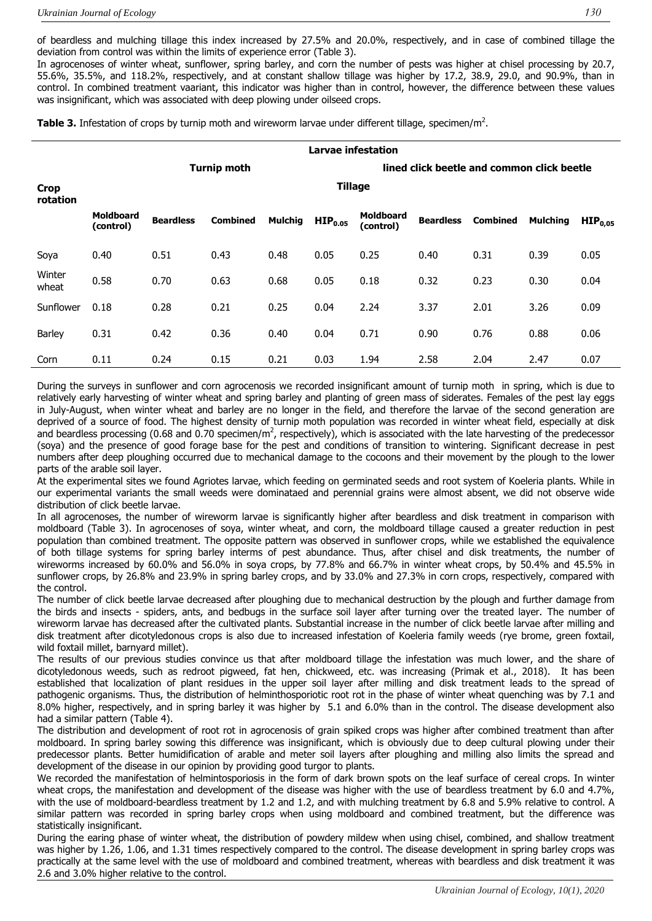of beardless and mulching tillage this index increased by 27.5% and 20.0%, respectively, and in case of combined tillage the deviation from control was within the limits of experience error (Table 3).

In agrocenoses of winter wheat, sunflower, spring barley, and corn the number of pests was higher at chisel processing by 20.7, 55.6%, 35.5%, and 118.2%, respectively, and at constant shallow tillage was higher by 17.2, 38.9, 29.0, and 90.9%, than in control. In combined treatment vaariant, this indicator was higher than in control, however, the difference between these values was insignificant, which was associated with deep plowing under oilseed crops.

**Table 3.** Infestation of crops by turnip moth and wireworm larvae under different tillage, specimen/m$^2$.

| Crop rotation | Larvae infestation | | | | | | | | | |
|---|---|---|---|---|---|---|---|---|---|---|
| | Turnip moth | | | | | lined click beetle and common click beetle | | | | |
| | Tillage | | | | | | | | | |
| | Moldboard (control) | Beardless | Combined | Mulchig | $HIP_{0.05}$ | Moldboard (control) | Beardless | Combined | Mulching | $HIP_{0,05}$ |
| Soya | 0.40 | 0.51 | 0.43 | 0.48 | 0.05 | 0.25 | 0.40 | 0.31 | 0.39 | 0.05 |
| Winter wheat | 0.58 | 0.70 | 0.63 | 0.68 | 0.05 | 0.18 | 0.32 | 0.23 | 0.30 | 0.04 |
| Sunflower | 0.18 | 0.28 | 0.21 | 0.25 | 0.04 | 2.24 | 3.37 | 2.01 | 3.26 | 0.09 |
| Barley | 0.31 | 0.42 | 0.36 | 0.40 | 0.04 | 0.71 | 0.90 | 0.76 | 0.88 | 0.06 |
| Corn | 0.11 | 0.24 | 0.15 | 0.21 | 0.03 | 1.94 | 2.58 | 2.04 | 2.47 | 0.07 |

During the surveys in sunflower and corn agrocenosis we recorded insignificant amount of turnip moth in spring, which is due to relatively early harvesting of winter wheat and spring barley and planting of green mass of siderates. Females of the pest lay eggs in July-August, when winter wheat and barley are no longer in the field, and therefore the larvae of the second generation are deprived of a source of food. The highest density of turnip moth population was recorded in winter wheat field, especially at disk and beardless processing (0.68 and 0.70 specimen/m$^2$, respectively), which is associated with the late harvesting of the predecessor (soya) and the presence of good forage base for the pest and conditions of transition to wintering. Significant decrease in pest numbers after deep ploughing occurred due to mechanical damage to the cocoons and their movement by the plough to the lower parts of the arable soil layer.

At the experimental sites we found Agriotes larvae, which feeding on germinated seeds and root system of Koeleria plants. While in our experimental variants the small weeds were dominataed and perennial grains were almost absent, we did not observe wide distribution of click beetle larvae.

In all agrocenoses, the number of wireworm larvae is significantly higher after beardless and disk treatment in comparison with moldboard (Table 3). In agrocenoses of soya, winter wheat, and corn, the moldboard tillage caused a greater reduction in pest population than combined treatment. The opposite pattern was observed in sunflower crops, while we established the equivalence of both tillage systems for spring barley interms of pest abundance. Thus, after chisel and disk treatments, the number of wireworms increased by 60.0% and 56.0% in soya crops, by 77.8% and 66.7% in winter wheat crops, by 50.4% and 45.5% in sunflower crops, by 26.8% and 23.9% in spring barley crops, and by 33.0% and 27.3% in corn crops, respectively, compared with the control.

The number of click beetle larvae decreased after ploughing due to mechanical destruction by the plough and further damage from the birds and insects - spiders, ants, and bedbugs in the surface soil layer after turning over the treated layer. The number of wireworm larvae has decreased after the cultivated plants. Substantial increase in the number of click beetle larvae after milling and disk treatment after dicotyledonous crops is also due to increased infestation of Koeleria family weeds (rye brome, green foxtail, wild foxtail millet, barnyard millet).

The results of our previous studies convince us that after moldboard tillage the infestation was much lower, and the share of dicotyledonous weeds, such as redroot pigweed, fat hen, chickweed, etc. was increasing (Primak et al., 2018). It has been established that localization of plant residues in the upper soil layer after milling and disk treatment leads to the spread of pathogenic organisms. Thus, the distribution of helminthosporiotic root rot in the phase of winter wheat quenching was by 7.1 and 8.0% higher, respectively, and in spring barley it was higher by 5.1 and 6.0% than in the control. The disease development also had a similar pattern (Table 4).

The distribution and development of root rot in agrocenosis of grain spiked crops was higher after combined treatment than after moldboard. In spring barley sowing this difference was insignificant, which is obviously due to deep cultural plowing under their predecessor plants. Better humidification of arable and meter soil layers after ploughing and milling also limits the spread and development of the disease in our opinion by providing good turgor to plants.

We recorded the manifestation of helmintosporiosis in the form of dark brown spots on the leaf surface of cereal crops. In winter wheat crops, the manifestation and development of the disease was higher with the use of beardless treatment by 6.0 and 4.7%, with the use of moldboard-beardless treatment by 1.2 and 1.2, and with mulching treatment by 6.8 and 5.9% relative to control. A similar pattern was recorded in spring barley crops when using moldboard and combined treatment, but the difference was statistically insignificant.

During the earing phase of winter wheat, the distribution of powdery mildew when using chisel, combined, and shallow treatment was higher by 1.26, 1.06, and 1.31 times respectively compared to the control. The disease development in spring barley crops was practically at the same level with the use of moldboard and combined treatment, whereas with beardless and disk treatment it was 2.6 and 3.0% higher relative to the control.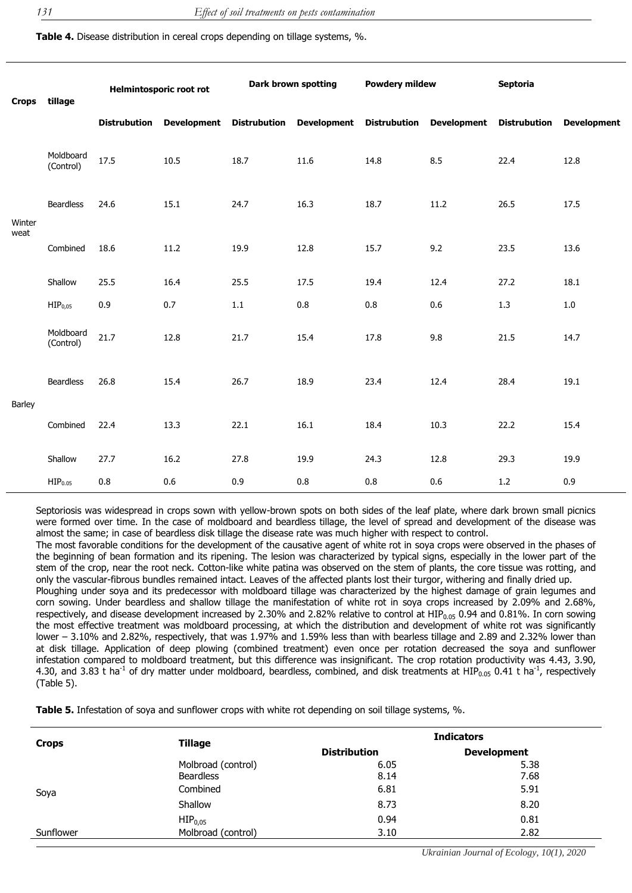**Table 4.** Disease distribution in cereal crops depending on tillage systems, %.

| Crops | tillage | Helmintosporic root rot | | Dark brown spotting | | Powdery mildew | | Septoria | |
|---|---|---|---|---|---|---|---|---|---|
| | | Distrubution | Development | Distrubution | Development | Distrubution | Development | Distrubution | Development |
| Winter weat | Moldboard (Control) | 17.5 | 10.5 | 18.7 | 11.6 | 14.8 | 8.5 | 22.4 | 12.8 |
| | Beardless | 24.6 | 15.1 | 24.7 | 16.3 | 18.7 | 11.2 | 26.5 | 17.5 |
| | Combined | 18.6 | 11.2 | 19.9 | 12.8 | 15.7 | 9.2 | 23.5 | 13.6 |
| | Shallow | 25.5 | 16.4 | 25.5 | 17.5 | 19.4 | 12.4 | 27.2 | 18.1 |
| | $HIP_{0,05}$ | 0.9 | 0.7 | 1.1 | 0.8 | 0.8 | 0.6 | 1.3 | 1.0 |
| Barley | Moldboard (Control) | 21.7 | 12.8 | 21.7 | 15.4 | 17.8 | 9.8 | 21.5 | 14.7 |
| | Beardless | 26.8 | 15.4 | 26.7 | 18.9 | 23.4 | 12.4 | 28.4 | 19.1 |
| | Combined | 22.4 | 13.3 | 22.1 | 16.1 | 18.4 | 10.3 | 22.2 | 15.4 |
| | Shallow | 27.7 | 16.2 | 27.8 | 19.9 | 24.3 | 12.8 | 29.3 | 19.9 |
| | $HIP_{0.05}$ | 0.8 | 0.6 | 0.9 | 0.8 | 0.8 | 0.6 | 1.2 | 0.9 |

Septoriosis was widespread in crops sown with yellow-brown spots on both sides of the leaf plate, where dark brown small picnics were formed over time. In the case of moldboard and beardless tillage, the level of spread and development of the disease was almost the same; in case of beardless disk tillage the disease rate was much higher with respect to control.

The most favorable conditions for the development of the causative agent of white rot in soya crops were observed in the phases of the beginning of bean formation and its ripening. The lesion was characterized by typical signs, especially in the lower part of the stem of the crop, near the root neck. Cotton-like white patina was observed on the stem of plants, the core tissue was rotting, and only the vascular-fibrous bundles remained intact. Leaves of the affected plants lost their turgor, withering and finally dried up.

Ploughing under soya and its predecessor with moldboard tillage was characterized by the highest damage of grain legumes and corn sowing. Under beardless and shallow tillage the manifestation of white rot in soya crops increased by 2.09% and 2.68%, respectively, and disease development increased by 2.30% and 2.82% relative to control at $HIP_{0.05}$ 0.94 and 0.81%. In corn sowing the most effective treatment was moldboard processing, at which the distribution and development of white rot was significantly lower – 3.10% and 2.82%, respectively, that was 1.97% and 1.59% less than with bearless tillage and 2.89 and 2.32% lower than at disk tillage. Application of deep plowing (combined treatment) even once per rotation decreased the soya and sunflower infestation compared to moldboard treatment, but this difference was insignificant. The crop rotation productivity was 4.43, 3.90, 4.30, and 3.83 t ha$^{-1}$ of dry matter under moldboard, beardless, combined, and disk treatments at $HIP_{0.05}$ 0.41 t ha$^{-1}$, respectively (Table 5).

**Table 5.** Infestation of soya and sunflower crops with white rot depending on soil tillage systems, %.

| Crops | Tillage | Indicators | |
|---|---|---|---|
| | | Distribution | Development |
| Soya | Molbroad (control) | 6.05 | 5.38 |
| | Beardless | 8.14 | 7.68 |
| | Combined | 6.81 | 5.91 |
| | Shallow | 8.73 | 8.20 |
| | $HIP_{0,05}$ | 0.94 | 0.81 |
| Sunflower | Molbroad (control) | 3.10 | 2.82 |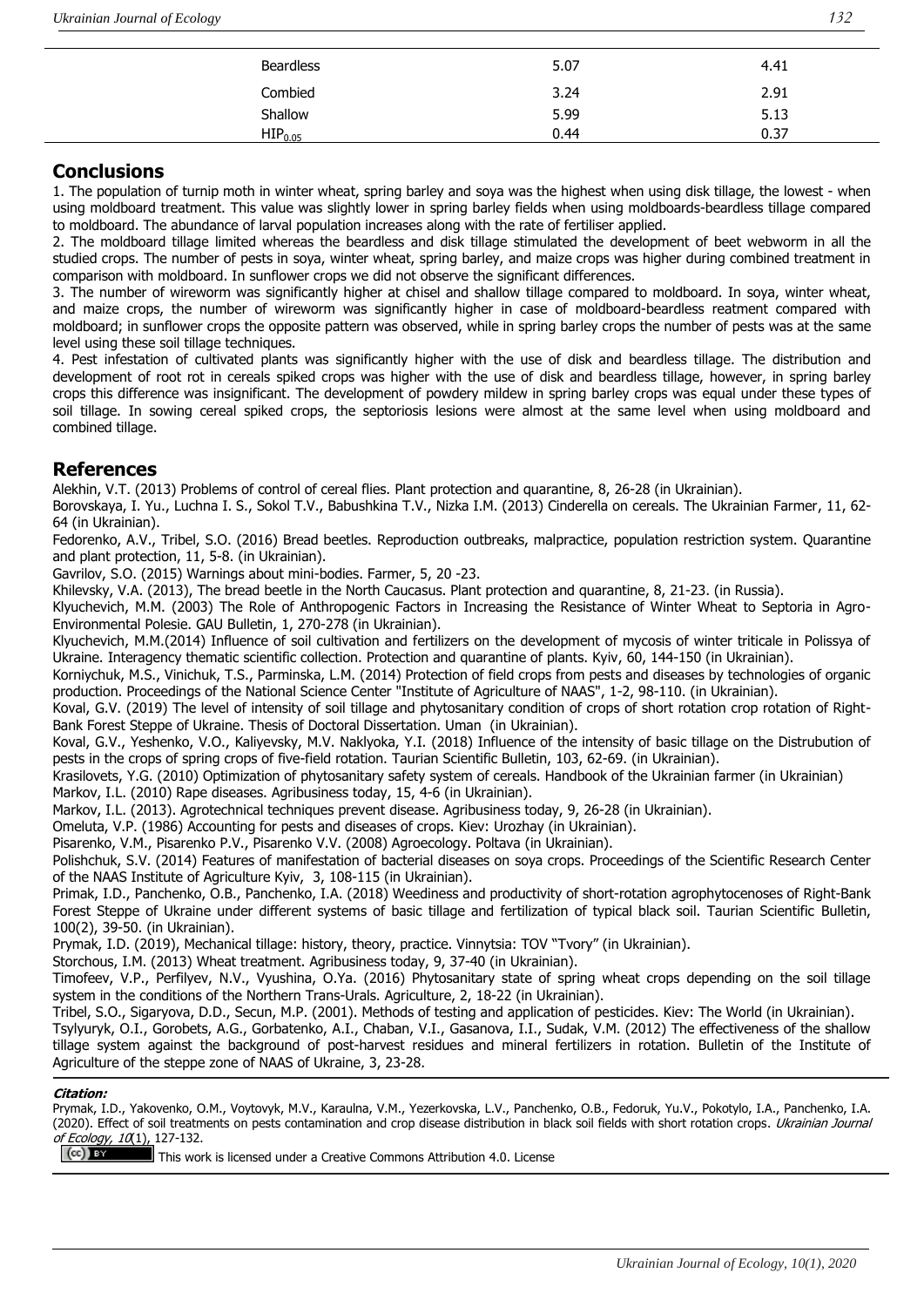| | | |
|---|---|---|
| Beardless | 5.07 | 4.41 |
| Combied | 3.24 | 2.91 |
| Shallow | 5.99 | 5.13 |
| $HIP_{0.05}$ | 0.44 | 0.37 |

## Conclusions

1. The population of turnip moth in winter wheat, spring barley and soya was the highest when using disk tillage, the lowest - when using moldboard treatment. This value was slightly lower in spring barley fields when using moldboards-beardless tillage compared to moldboard. The abundance of larval population increases along with the rate of fertiliser applied.
2. The moldboard tillage limited whereas the beardless and disk tillage stimulated the development of beet webworm in all the studied crops. The number of pests in soya, winter wheat, spring barley, and maize crops was higher during combined treatment in comparison with moldboard. In sunflower crops we did not observe the significant differences.
3. The number of wireworm was significantly higher at chisel and shallow tillage compared to moldboard. In soya, winter wheat, and maize crops, the number of wireworm was significantly higher in case of moldboard-beardless reatment compared with moldboard; in sunflower crops the opposite pattern was observed, while in spring barley crops the number of pests was at the same level using these soil tillage techniques.
4. Pest infestation of cultivated plants was significantly higher with the use of disk and beardless tillage. The distribution and development of root rot in cereals spiked crops was higher with the use of disk and beardless tillage, however, in spring barley crops this difference was insignificant. The development of powdery mildew in spring barley crops was equal under these types of soil tillage. In sowing cereal spiked crops, the septoriosis lesions were almost at the same level when using moldboard and combined tillage.

## References

Alekhin, V.T. (2013) Problems of control of cereal flies. Plant protection and quarantine, 8, 26-28 (in Ukrainian).

Borovskaya, I. Yu., Luchna I. S., Sokol T.V., Babushkina T.V., Nizka I.M. (2013) Cinderella on cereals. The Ukrainian Farmer, 11, 62-64 (in Ukrainian).

Fedorenko, A.V., Tribel, S.O. (2016) Bread beetles. Reproduction outbreaks, malpractice, population restriction system. Quarantine and plant protection, 11, 5-8. (in Ukrainian).

Gavrilov, S.O. (2015) Warnings about mini-bodies. Farmer, 5, 20 -23.

Khilevsky, V.A. (2013), The bread beetle in the North Caucasus. Plant protection and quarantine, 8, 21-23. (in Russia).

Klyuchevich, M.M. (2003) The Role of Anthropogenic Factors in Increasing the Resistance of Winter Wheat to Septoria in Agro-Environmental Polesie. GAU Bulletin, 1, 270-278 (in Ukrainian).

Klyuchevich, M.M.(2014) Influence of soil cultivation and fertilizers on the development of mycosis of winter triticale in Polissya of Ukraine. Interagency thematic scientific collection. Protection and quarantine of plants. Kyiv, 60, 144-150 (in Ukrainian).

Korniychuk, M.S., Vinichuk, T.S., Parminska, L.M. (2014) Protection of field crops from pests and diseases by technologies of organic production. Proceedings of the National Science Center "Institute of Agriculture of NAAS", 1-2, 98-110. (in Ukrainian).

Koval, G.V. (2019) The level of intensity of soil tillage and phytosanitary condition of crops of short rotation crop rotation of Right-Bank Forest Steppe of Ukraine. Thesis of Doctoral Dissertation. Uman (in Ukrainian).

Koval, G.V., Yeshenko, V.O., Kaliyevsky, M.V. Naklyoka, Y.I. (2018) Influence of the intensity of basic tillage on the Distrubution of pests in the crops of spring crops of five-field rotation. Taurian Scientific Bulletin, 103, 62-69. (in Ukrainian).

Krasilovets, Y.G. (2010) Optimization of phytosanitary safety system of cereals. Handbook of the Ukrainian farmer (in Ukrainian)

Markov, I.L. (2010) Rape diseases. Agribusiness today, 15, 4-6 (in Ukrainian).

Markov, I.L. (2013). Agrotechnical techniques prevent disease. Agribusiness today, 9, 26-28 (in Ukrainian).

Omeluta, V.P. (1986) Accounting for pests and diseases of crops. Kiev: Urozhay (in Ukrainian).

Pisarenko, V.M., Pisarenko P.V., Pisarenko V.V. (2008) Agroecology. Poltava (in Ukrainian).

Polishchuk, S.V. (2014) Features of manifestation of bacterial diseases on soya crops. Proceedings of the Scientific Research Center of the NAAS Institute of Agriculture Kyiv, 3, 108-115 (in Ukrainian).

Primak, I.D., Panchenko, O.B., Panchenko, I.A. (2018) Weediness and productivity of short-rotation agrophytocenoses of Right-Bank Forest Steppe of Ukraine under different systems of basic tillage and fertilization of typical black soil. Taurian Scientific Bulletin, 100(2), 39-50. (in Ukrainian).

Prymak, I.D. (2019), Mechanical tillage: history, theory, practice. Vinnytsia: TOV "Tvory" (in Ukrainian).

Storchous, I.M. (2013) Wheat treatment. Agribusiness today, 9, 37-40 (in Ukrainian).

Timofeev, V.P., Perfilyev, N.V., Vyushina, O.Ya. (2016) Phytosanitary state of spring wheat crops depending on the soil tillage system in the conditions of the Northern Trans-Urals. Agriculture, 2, 18-22 (in Ukrainian).

Tribel, S.O., Sigaryova, D.D., Secun, M.P. (2001). Methods of testing and application of pesticides. Kiev: The World (in Ukrainian).

Tsylyuryk, O.I., Gorobets, A.G., Gorbatenko, A.I., Chaban, V.I., Gasanova, I.I., Sudak, V.M. (2012) The effectiveness of the shallow tillage system against the background of post-harvest residues and mineral fertilizers in rotation. Bulletin of the Institute of Agriculture of the steppe zone of NAAS of Ukraine, 3, 23-28.

**Citation:**

Prymak, I.D., Yakovenko, O.M., Voytovyk, M.V., Karaulna, V.M., Yezerkovska, L.V., Panchenko, O.B., Fedoruk, Yu.V., Pokotylo, I.A., Panchenko, I.A. (2020). Effect of soil treatments on pests contamination and crop disease distribution in black soil fields with short rotation crops. *Ukrainian Journal of Ecology, 10*(1), 127-132.

This work is licensed under a Creative Commons Attribution 4.0. License